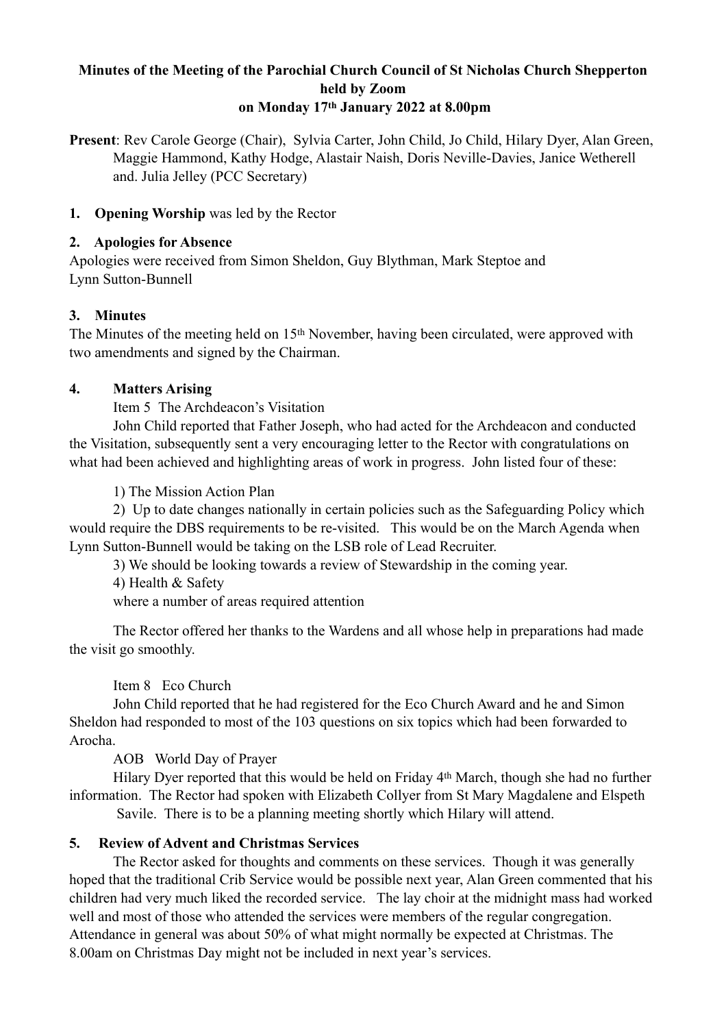# Minutes of the Meeting of the Parochial Church Council of St Nicholas Church Shepperton held by Zoom on Monday 17th January 2022 at 8.00pm

**Present**: Rev Carole George (Chair), Sylvia Carter, John Child, Jo Child, Hilary Dyer, Alan Green, Maggie Hammond, Kathy Hodge, Alastair Naish, Doris Neville-Davies, Janice Wetherell and. Julia Jelley (PCC Secretary)

**1. Opening Worship** was led by the Rector

**2. Apologies for Absence**

Apologies were received from Simon Sheldon, Guy Blythman, Mark Steptoe and Lynn Sutton-Bunnell

**3. Minutes**

The Minutes of the meeting held on 15th November, having been circulated, were approved with two amendments and signed by the Chairman.

**4. Matters Arising**

Item 5 The Archdeacon's Visitation

John Child reported that Father Joseph, who had acted for the Archdeacon and conducted the Visitation, subsequently sent a very encouraging letter to the Rector with congratulations on what had been achieved and highlighting areas of work in progress. John listed four of these:

1) The Mission Action Plan

2) Up to date changes nationally in certain policies such as the Safeguarding Policy which would require the DBS requirements to be re-visited. This would be on the March Agenda when Lynn Sutton-Bunnell would be taking on the LSB role of Lead Recruiter.

3) We should be looking towards a review of Stewardship in the coming year.

4) Health & Safety
where a number of areas required attention

The Rector offered her thanks to the Wardens and all whose help in preparations had made the visit go smoothly.

Item 8 Eco Church

John Child reported that he had registered for the Eco Church Award and he and Simon Sheldon had responded to most of the 103 questions on six topics which had been forwarded to Arocha.

AOB World Day of Prayer

Hilary Dyer reported that this would be held on Friday 4th March, though she had no further information. The Rector had spoken with Elizabeth Collyer from St Mary Magdalene and Elspeth Savile. There is to be a planning meeting shortly which Hilary will attend.

**5. Review of Advent and Christmas Services**

The Rector asked for thoughts and comments on these services. Though it was generally hoped that the traditional Crib Service would be possible next year, Alan Green commented that his children had very much liked the recorded service. The lay choir at the midnight mass had worked well and most of those who attended the services were members of the regular congregation. Attendance in general was about 50% of what might normally be expected at Christmas. The 8.00am on Christmas Day might not be included in next year's services.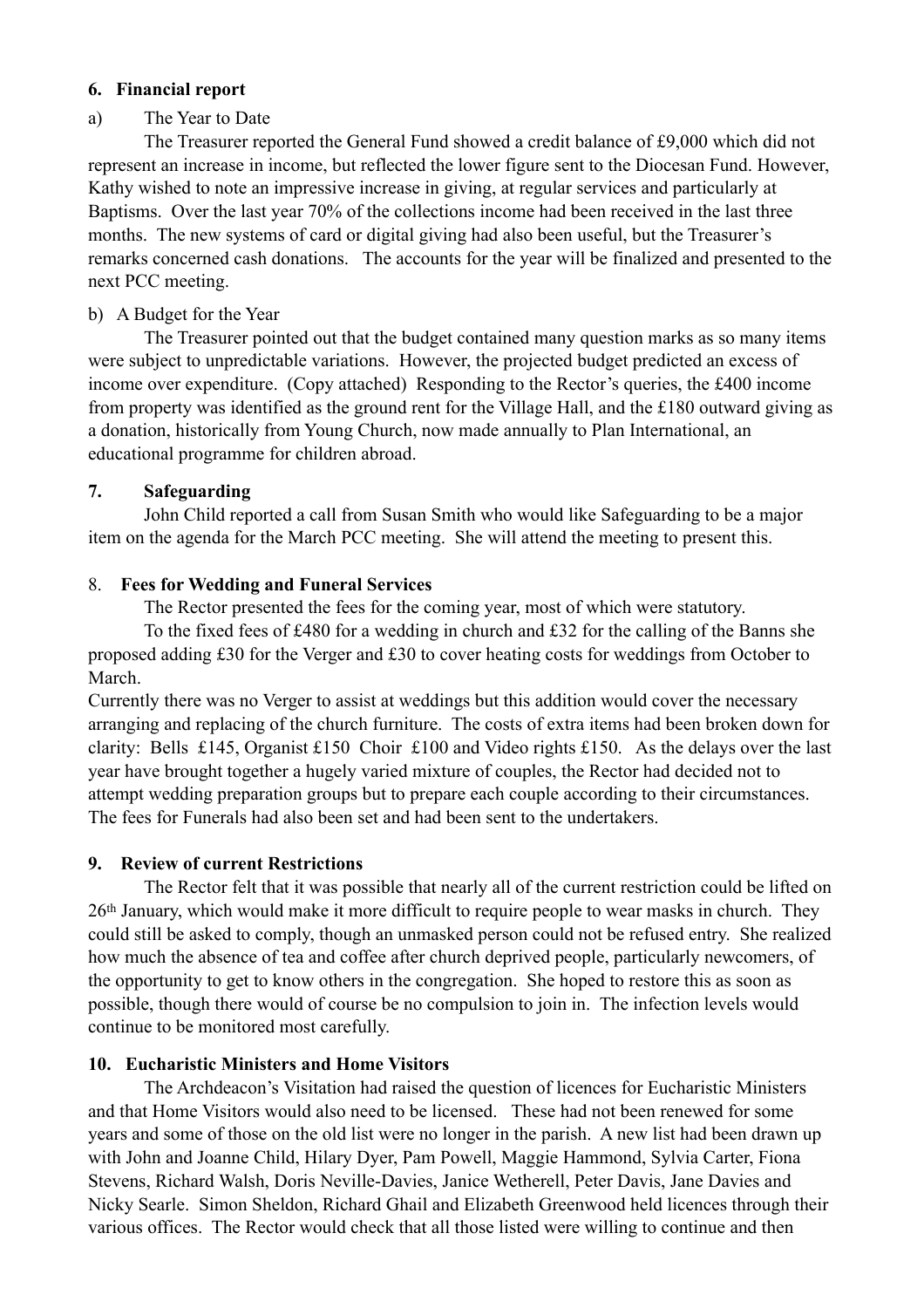## 6. Financial report

a) The Year to Date

The Treasurer reported the General Fund showed a credit balance of £9,000 which did not represent an increase in income, but reflected the lower figure sent to the Diocesan Fund. However, Kathy wished to note an impressive increase in giving, at regular services and particularly at Baptisms. Over the last year 70% of the collections income had been received in the last three months. The new systems of card or digital giving had also been useful, but the Treasurer's remarks concerned cash donations. The accounts for the year will be finalized and presented to the next PCC meeting.

b) A Budget for the Year

The Treasurer pointed out that the budget contained many question marks as so many items were subject to unpredictable variations. However, the projected budget predicted an excess of income over expenditure. (Copy attached) Responding to the Rector's queries, the £400 income from property was identified as the ground rent for the Village Hall, and the £180 outward giving as a donation, historically from Young Church, now made annually to Plan International, an educational programme for children abroad.

## 7. Safeguarding

John Child reported a call from Susan Smith who would like Safeguarding to be a major item on the agenda for the March PCC meeting. She will attend the meeting to present this.

## 8. Fees for Wedding and Funeral Services

The Rector presented the fees for the coming year, most of which were statutory.

To the fixed fees of £480 for a wedding in church and £32 for the calling of the Banns she proposed adding £30 for the Verger and £30 to cover heating costs for weddings from October to March.

Currently there was no Verger to assist at weddings but this addition would cover the necessary arranging and replacing of the church furniture. The costs of extra items had been broken down for clarity: Bells £145, Organist £150 Choir £100 and Video rights £150. As the delays over the last year have brought together a hugely varied mixture of couples, the Rector had decided not to attempt wedding preparation groups but to prepare each couple according to their circumstances. The fees for Funerals had also been set and had been sent to the undertakers.

## 9. Review of current Restrictions

The Rector felt that it was possible that nearly all of the current restriction could be lifted on 26th January, which would make it more difficult to require people to wear masks in church. They could still be asked to comply, though an unmasked person could not be refused entry. She realized how much the absence of tea and coffee after church deprived people, particularly newcomers, of the opportunity to get to know others in the congregation. She hoped to restore this as soon as possible, though there would of course be no compulsion to join in. The infection levels would continue to be monitored most carefully.

## 10. Eucharistic Ministers and Home Visitors

The Archdeacon's Visitation had raised the question of licences for Eucharistic Ministers and that Home Visitors would also need to be licensed. These had not been renewed for some years and some of those on the old list were no longer in the parish. A new list had been drawn up with John and Joanne Child, Hilary Dyer, Pam Powell, Maggie Hammond, Sylvia Carter, Fiona Stevens, Richard Walsh, Doris Neville-Davies, Janice Wetherell, Peter Davis, Jane Davies and Nicky Searle. Simon Sheldon, Richard Ghail and Elizabeth Greenwood held licences through their various offices. The Rector would check that all those listed were willing to continue and then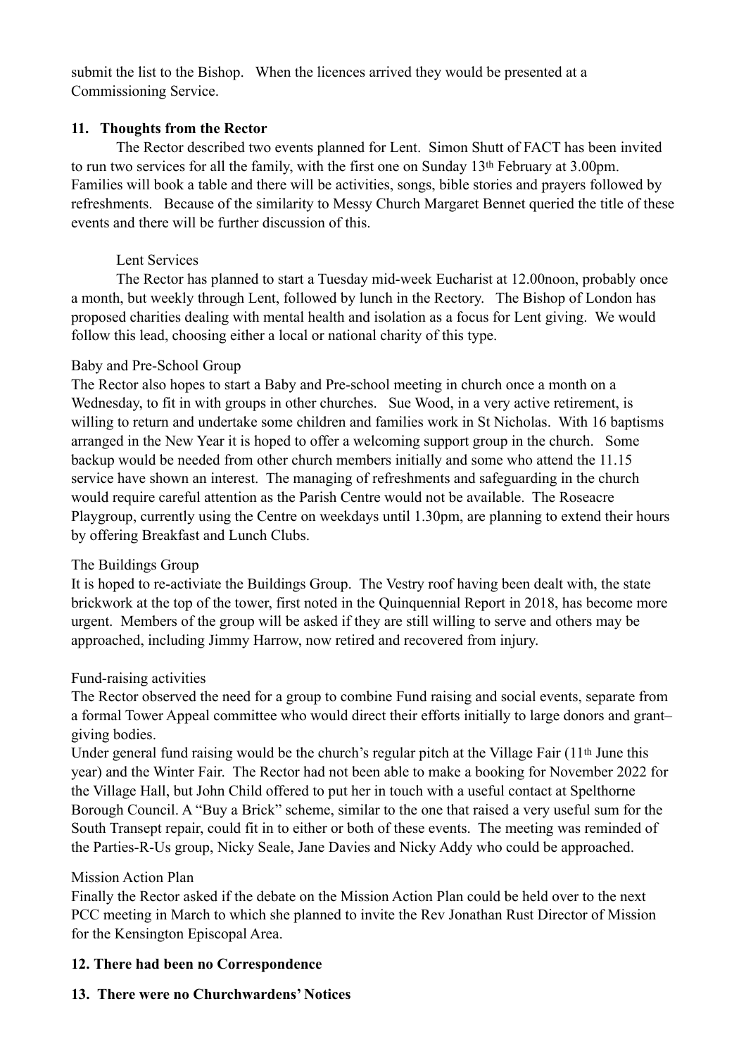submit the list to the Bishop. When the licences arrived they would be presented at a Commissioning Service.

**11. Thoughts from the Rector**

The Rector described two events planned for Lent. Simon Shutt of FACT has been invited to run two services for all the family, with the first one on Sunday 13th February at 3.00pm. Families will book a table and there will be activities, songs, bible stories and prayers followed by refreshments. Because of the similarity to Messy Church Margaret Bennet queried the title of these events and there will be further discussion of this.

Lent Services

The Rector has planned to start a Tuesday mid-week Eucharist at 12.00noon, probably once a month, but weekly through Lent, followed by lunch in the Rectory. The Bishop of London has proposed charities dealing with mental health and isolation as a focus for Lent giving. We would follow this lead, choosing either a local or national charity of this type.

Baby and Pre-School Group

The Rector also hopes to start a Baby and Pre-school meeting in church once a month on a Wednesday, to fit in with groups in other churches. Sue Wood, in a very active retirement, is willing to return and undertake some children and families work in St Nicholas. With 16 baptisms arranged in the New Year it is hoped to offer a welcoming support group in the church. Some backup would be needed from other church members initially and some who attend the 11.15 service have shown an interest. The managing of refreshments and safeguarding in the church would require careful attention as the Parish Centre would not be available. The Roseacre Playgroup, currently using the Centre on weekdays until 1.30pm, are planning to extend their hours by offering Breakfast and Lunch Clubs.

The Buildings Group

It is hoped to re-activiate the Buildings Group. The Vestry roof having been dealt with, the state brickwork at the top of the tower, first noted in the Quinquennial Report in 2018, has become more urgent. Members of the group will be asked if they are still willing to serve and others may be approached, including Jimmy Harrow, now retired and recovered from injury.

Fund-raising activities

The Rector observed the need for a group to combine Fund raising and social events, separate from a formal Tower Appeal committee who would direct their efforts initially to large donors and grant–giving bodies.

Under general fund raising would be the church's regular pitch at the Village Fair (11th June this year) and the Winter Fair. The Rector had not been able to make a booking for November 2022 for the Village Hall, but John Child offered to put her in touch with a useful contact at Spelthorne Borough Council. A "Buy a Brick" scheme, similar to the one that raised a very useful sum for the South Transept repair, could fit in to either or both of these events. The meeting was reminded of the Parties-R-Us group, Nicky Seale, Jane Davies and Nicky Addy who could be approached.

Mission Action Plan

Finally the Rector asked if the debate on the Mission Action Plan could be held over to the next PCC meeting in March to which she planned to invite the Rev Jonathan Rust Director of Mission for the Kensington Episcopal Area.

**12. There had been no Correspondence**

**13. There were no Churchwardens' Notices**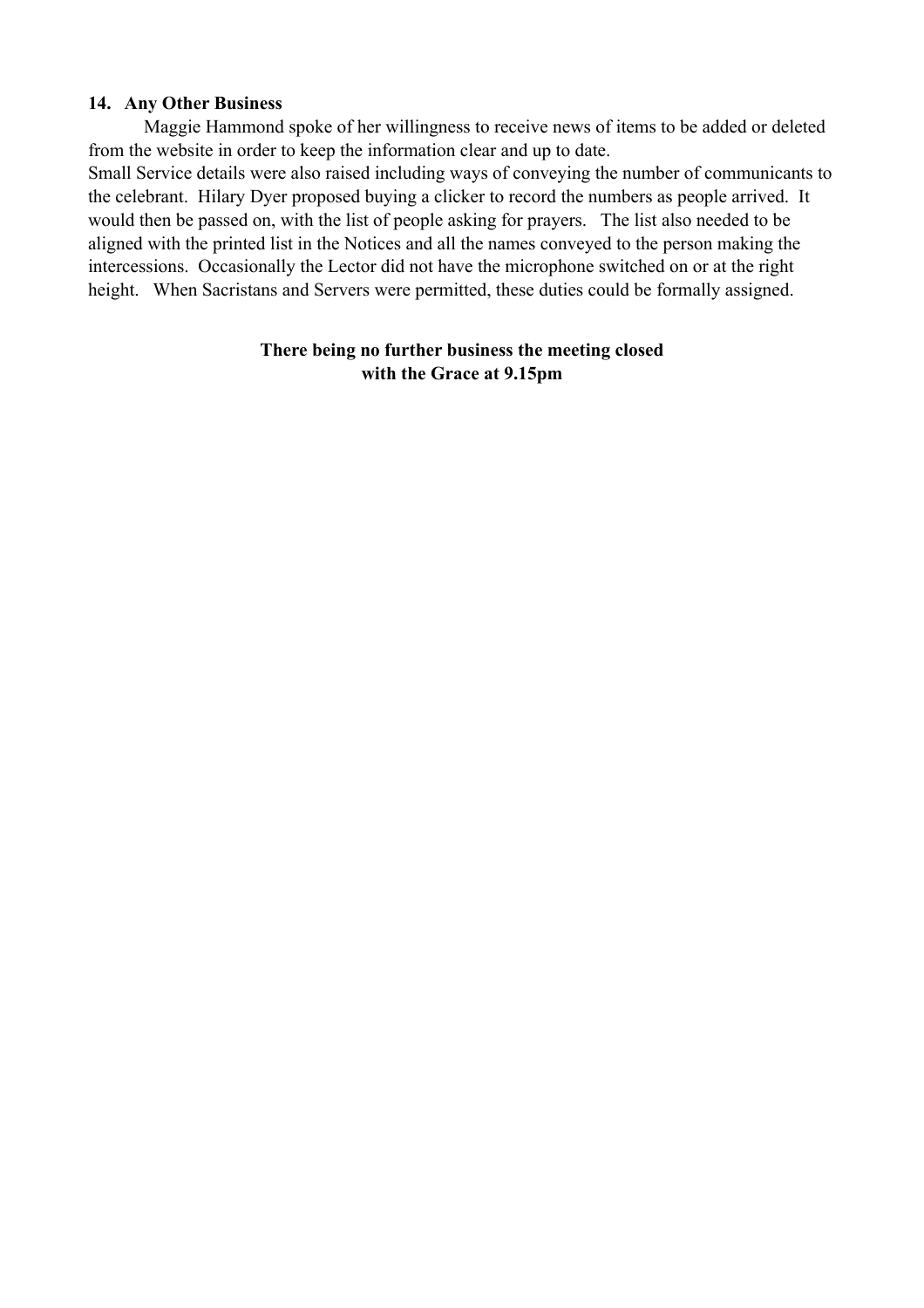### 14. Any Other Business

Maggie Hammond spoke of her willingness to receive news of items to be added or deleted from the website in order to keep the information clear and up to date.

Small Service details were also raised including ways of conveying the number of communicants to the celebrant. Hilary Dyer proposed buying a clicker to record the numbers as people arrived. It would then be passed on, with the list of people asking for prayers. The list also needed to be aligned with the printed list in the Notices and all the names conveyed to the person making the intercessions. Occasionally the Lector did not have the microphone switched on or at the right height. When Sacristans and Servers were permitted, these duties could be formally assigned.

**There being no further business the meeting closed with the Grace at 9.15pm**